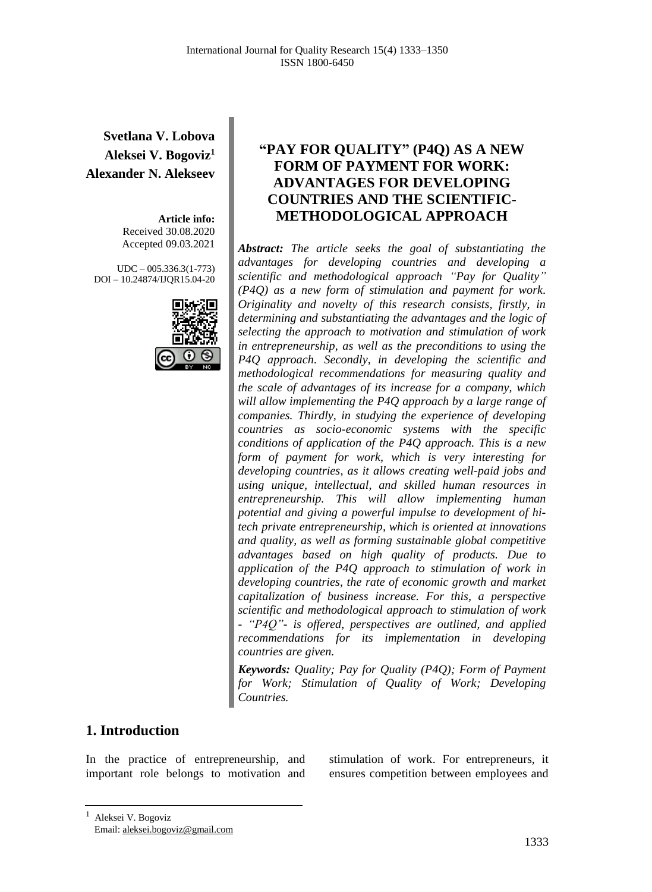**Svetlana V. Lobova**
**Aleksei V. Bogoviz[1]**
**Alexander N. Alekseev**

**Article info:**
Received 30.08.2020
Accepted 09.03.2021

UDC – 005.336.3(1-773)
DOI – 10.24874/IJQR15.04-20

# "PAY FOR QUALITY" (P4Q) AS A NEW FORM OF PAYMENT FOR WORK: ADVANTAGES FOR DEVELOPING COUNTRIES AND THE SCIENTIFIC-METHODOLOGICAL APPROACH

***Abstract:*** *The article seeks the goal of substantiating the advantages for developing countries and developing a scientific and methodological approach "Pay for Quality" (P4Q) as a new form of stimulation and payment for work. Originality and novelty of this research consists, firstly, in determining and substantiating the advantages and the logic of selecting the approach to motivation and stimulation of work in entrepreneurship, as well as the preconditions to using the P4Q approach. Secondly, in developing the scientific and methodological recommendations for measuring quality and the scale of advantages of its increase for a company, which will allow implementing the P4Q approach by a large range of companies. Thirdly, in studying the experience of developing countries as socio-economic systems with the specific conditions of application of the P4Q approach. This is a new form of payment for work, which is very interesting for developing countries, as it allows creating well-paid jobs and using unique, intellectual, and skilled human resources in entrepreneurship. This will allow implementing human potential and giving a powerful impulse to development of hi-tech private entrepreneurship, which is oriented at innovations and quality, as well as forming sustainable global competitive advantages based on high quality of products. Due to application of the P4Q approach to stimulation of work in developing countries, the rate of economic growth and market capitalization of business increase. For this, a perspective scientific and methodological approach to stimulation of work - "P4Q"- is offered, perspectives are outlined, and applied recommendations for its implementation in developing countries are given.*

***Keywords:*** *Quality; Pay for Quality (P4Q); Form of Payment for Work; Stimulation of Quality of Work; Developing Countries.*

## 1. Introduction

In the practice of entrepreneurship, and important role belongs to motivation and stimulation of work. For entrepreneurs, it ensures competition between employees and

[1] Aleksei V. Bogoviz
Email: aleksei.bogoviz@gmail.com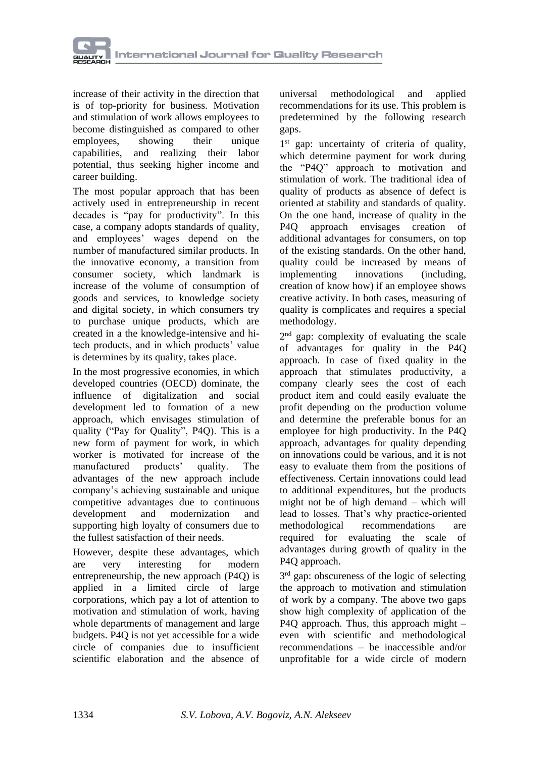increase of their activity in the direction that is of top-priority for business. Motivation and stimulation of work allows employees to become distinguished as compared to other employees, showing their unique capabilities, and realizing their labor potential, thus seeking higher income and career building.

The most popular approach that has been actively used in entrepreneurship in recent decades is "pay for productivity". In this case, a company adopts standards of quality, and employees' wages depend on the number of manufactured similar products. In the innovative economy, a transition from consumer society, which landmark is increase of the volume of consumption of goods and services, to knowledge society and digital society, in which consumers try to purchase unique products, which are created in a the knowledge-intensive and hi-tech products, and in which products' value is determines by its quality, takes place.

In the most progressive economies, in which developed countries (OECD) dominate, the influence of digitalization and social development led to formation of a new approach, which envisages stimulation of quality ("Pay for Quality", P4Q). This is a new form of payment for work, in which worker is motivated for increase of the manufactured products' quality. The advantages of the new approach include company's achieving sustainable and unique competitive advantages due to continuous development and modernization and supporting high loyalty of consumers due to the fullest satisfaction of their needs.

However, despite these advantages, which are very interesting for modern entrepreneurship, the new approach (P4Q) is applied in a limited circle of large corporations, which pay a lot of attention to motivation and stimulation of work, having whole departments of management and large budgets. P4Q is not yet accessible for a wide circle of companies due to insufficient scientific elaboration and the absence of universal methodological and applied recommendations for its use. This problem is predetermined by the following research gaps.

1st gap: uncertainty of criteria of quality, which determine payment for work during the "P4Q" approach to motivation and stimulation of work. The traditional idea of quality of products as absence of defect is oriented at stability and standards of quality. On the one hand, increase of quality in the P4Q approach envisages creation of additional advantages for consumers, on top of the existing standards. On the other hand, quality could be increased by means of implementing innovations (including, creation of know how) if an employee shows creative activity. In both cases, measuring of quality is complicates and requires a special methodology.

2nd gap: complexity of evaluating the scale of advantages for quality in the P4Q approach. In case of fixed quality in the approach that stimulates productivity, a company clearly sees the cost of each product item and could easily evaluate the profit depending on the production volume and determine the preferable bonus for an employee for high productivity. In the P4Q approach, advantages for quality depending on innovations could be various, and it is not easy to evaluate them from the positions of effectiveness. Certain innovations could lead to additional expenditures, but the products might not be of high demand – which will lead to losses. That's why practice-oriented methodological recommendations are required for evaluating the scale of advantages during growth of quality in the P4Q approach.

3rd gap: obscureness of the logic of selecting the approach to motivation and stimulation of work by a company. The above two gaps show high complexity of application of the P4Q approach. Thus, this approach might – even with scientific and methodological recommendations – be inaccessible and/or unprofitable for a wide circle of modern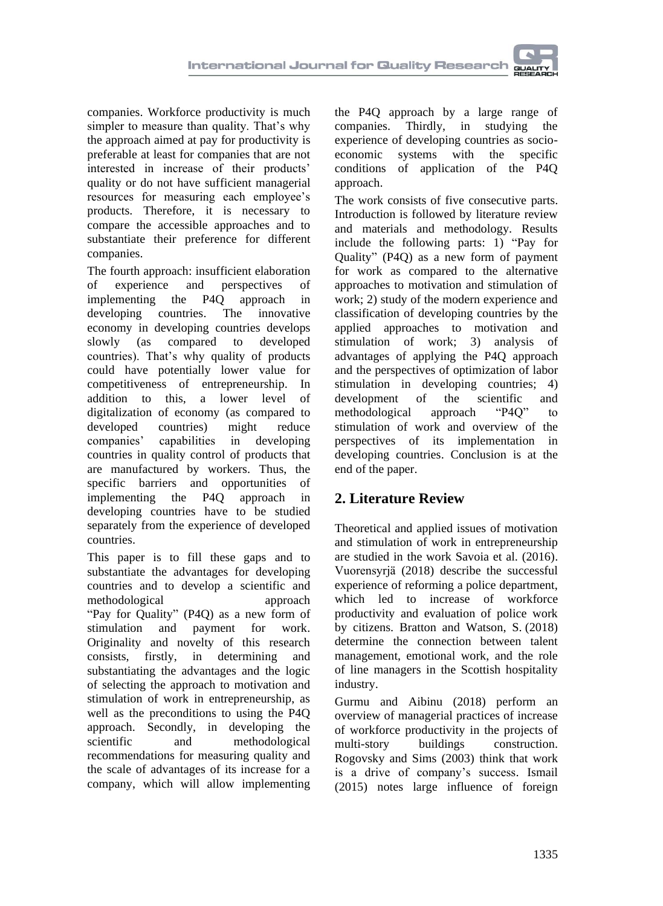companies. Workforce productivity is much simpler to measure than quality. That's why the approach aimed at pay for productivity is preferable at least for companies that are not interested in increase of their products' quality or do not have sufficient managerial resources for measuring each employee's products. Therefore, it is necessary to compare the accessible approaches and to substantiate their preference for different companies.

The fourth approach: insufficient elaboration of experience and perspectives of implementing the P4Q approach in developing countries. The innovative economy in developing countries develops slowly (as compared to developed countries). That's why quality of products could have potentially lower value for competitiveness of entrepreneurship. In addition to this, a lower level of digitalization of economy (as compared to developed countries) might reduce companies' capabilities in developing countries in quality control of products that are manufactured by workers. Thus, the specific barriers and opportunities of implementing the P4Q approach in developing countries have to be studied separately from the experience of developed countries.

This paper is to fill these gaps and to substantiate the advantages for developing countries and to develop a scientific and methodological approach "Pay for Quality" (P4Q) as a new form of stimulation and payment for work. Originality and novelty of this research consists, firstly, in determining and substantiating the advantages and the logic of selecting the approach to motivation and stimulation of work in entrepreneurship, as well as the preconditions to using the P4Q approach. Secondly, in developing the scientific and methodological recommendations for measuring quality and the scale of advantages of its increase for a company, which will allow implementing the P4Q approach by a large range of companies. Thirdly, in studying the experience of developing countries as socio-economic systems with the specific conditions of application of the P4Q approach.

The work consists of five consecutive parts. Introduction is followed by literature review and materials and methodology. Results include the following parts: 1) "Pay for Quality" (P4Q) as a new form of payment for work as compared to the alternative approaches to motivation and stimulation of work; 2) study of the modern experience and classification of developing countries by the applied approaches to motivation and stimulation of work; 3) analysis of advantages of applying the P4Q approach and the perspectives of optimization of labor stimulation in developing countries; 4) development of the scientific and methodological approach "P4Q" to stimulation of work and overview of the perspectives of its implementation in developing countries. Conclusion is at the end of the paper.

## 2. Literature Review

Theoretical and applied issues of motivation and stimulation of work in entrepreneurship are studied in the work Savoia et al. (2016). Vuorensyrjä (2018) describe the successful experience of reforming a police department, which led to increase of workforce productivity and evaluation of police work by citizens. Bratton and Watson, S. (2018) determine the connection between talent management, emotional work, and the role of line managers in the Scottish hospitality industry.

Gurmu and Aibinu (2018) perform an overview of managerial practices of increase of workforce productivity in the projects of multi-story buildings construction. Rogovsky and Sims (2003) think that work is a drive of company's success. Ismail (2015) notes large influence of foreign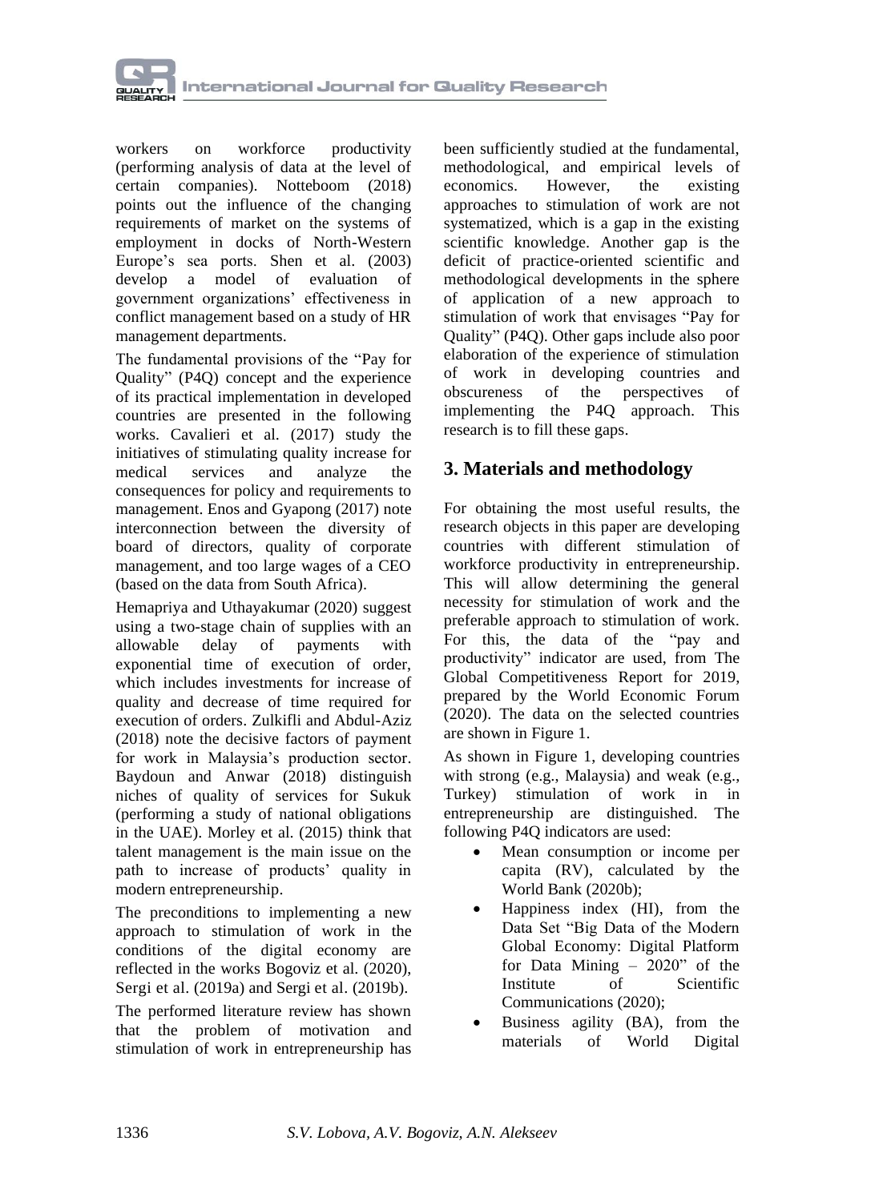workers on workforce productivity (performing analysis of data at the level of certain companies). Notteboom (2018) points out the influence of the changing requirements of market on the systems of employment in docks of North-Western Europe's sea ports. Shen et al. (2003) develop a model of evaluation of government organizations' effectiveness in conflict management based on a study of HR management departments.

The fundamental provisions of the "Pay for Quality" (P4Q) concept and the experience of its practical implementation in developed countries are presented in the following works. Cavalieri et al. (2017) study the initiatives of stimulating quality increase for medical services and analyze the consequences for policy and requirements to management. Enos and Gyapong (2017) note interconnection between the diversity of board of directors, quality of corporate management, and too large wages of a CEO (based on the data from South Africa).

Hemapriya and Uthayakumar (2020) suggest using a two-stage chain of supplies with an allowable delay of payments with exponential time of execution of order, which includes investments for increase of quality and decrease of time required for execution of orders. Zulkifli and Abdul-Aziz (2018) note the decisive factors of payment for work in Malaysia's production sector. Baydoun and Anwar (2018) distinguish niches of quality of services for Sukuk (performing a study of national obligations in the UAE). Morley et al. (2015) think that talent management is the main issue on the path to increase of products' quality in modern entrepreneurship.

The preconditions to implementing a new approach to stimulation of work in the conditions of the digital economy are reflected in the works Bogoviz et al. (2020), Sergi et al. (2019a) and Sergi et al. (2019b).

The performed literature review has shown that the problem of motivation and stimulation of work in entrepreneurship has been sufficiently studied at the fundamental, methodological, and empirical levels of economics. However, the existing approaches to stimulation of work are not systematized, which is a gap in the existing scientific knowledge. Another gap is the deficit of practice-oriented scientific and methodological developments in the sphere of application of a new approach to stimulation of work that envisages "Pay for Quality" (P4Q). Other gaps include also poor elaboration of the experience of stimulation of work in developing countries and obscureness of the perspectives of implementing the P4Q approach. This research is to fill these gaps.

## 3. Materials and methodology

For obtaining the most useful results, the research objects in this paper are developing countries with different stimulation of workforce productivity in entrepreneurship. This will allow determining the general necessity for stimulation of work and the preferable approach to stimulation of work. For this, the data of the "pay and productivity" indicator are used, from The Global Competitiveness Report for 2019, prepared by the World Economic Forum (2020). The data on the selected countries are shown in Figure 1.

As shown in Figure 1, developing countries with strong (e.g., Malaysia) and weak (e.g., Turkey) stimulation of work in in entrepreneurship are distinguished. The following P4Q indicators are used:

- Mean consumption or income per capita (RV), calculated by the World Bank (2020b);
- Happiness index (HI), from the Data Set "Big Data of the Modern Global Economy: Digital Platform for Data Mining – 2020" of the Institute of Scientific Communications (2020);
- Business agility (BA), from the materials of World Digital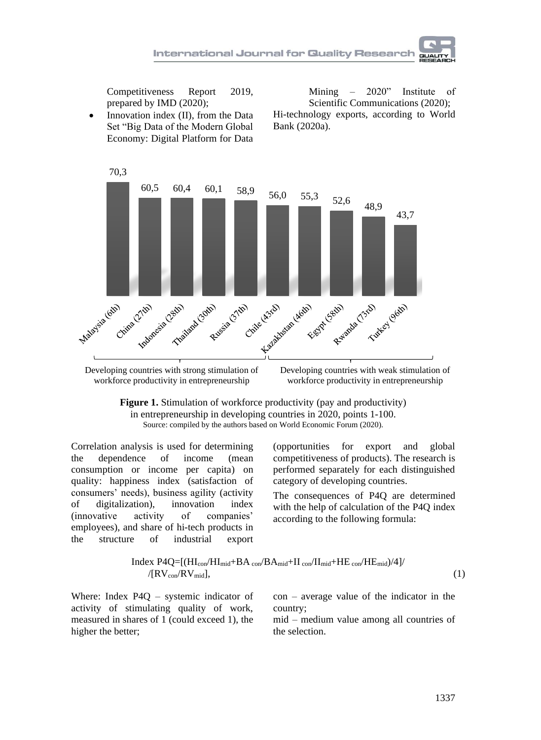Competitiveness Report 2019, prepared by IMD (2020);

- Innovation index (II), from the Data Set "Big Data of the Modern Global Economy: Digital Platform for Data Mining – 2020" Institute of Scientific Communications (2020);

Hi-technology exports, according to World Bank (2020a).

| Country | Value |
|---|---|
| Malaysia (6th) | 70,3 |
| China (27th) | 60,5 |
| Indonesia (28th) | 60,4 |
| Thailand (30th) | 60,1 |
| Russia (37th) | 58,9 |
| Chile (43rd) | 56,0 |
| Kazakhstan (46th) | 55,3 |
| Egypt (58th) | 52,6 |
| Rwanda (73rd) | 48,9 |
| Turkey (96th) | 43,7 |

Developing countries with strong stimulation of workforce productivity in entrepreneurship (Malaysia – Russia); Developing countries with weak stimulation of workforce productivity in entrepreneurship (Chile – Turkey)

**Figure 1.** Stimulation of workforce productivity (pay and productivity) in entrepreneurship in developing countries in 2020, points 1-100.
Source: compiled by the authors based on World Economic Forum (2020).

Correlation analysis is used for determining the dependence of income (mean consumption or income per capita) on quality: happiness index (satisfaction of consumers' needs), business agility (activity of digitalization), innovation index (innovative activity of companies' employees), and share of hi-tech products in the structure of industrial export (opportunities for export and global competitiveness of products). The research is performed separately for each distinguished category of developing countries.

The consequences of P4Q are determined with the help of calculation of the P4Q index according to the following formula:

$$\text{Index P4Q}=[(HI_{con}/HI_{mid}+BA_{con}/BA_{mid}+II_{con}/II_{mid}+HE_{con}/HE_{mid})/4]/[RV_{con}/RV_{mid}], \quad (1)$$

Where: Index P4Q – systemic indicator of activity of stimulating quality of work, measured in shares of 1 (could exceed 1), the higher the better;

con – average value of the indicator in the country;

mid – medium value among all countries of the selection.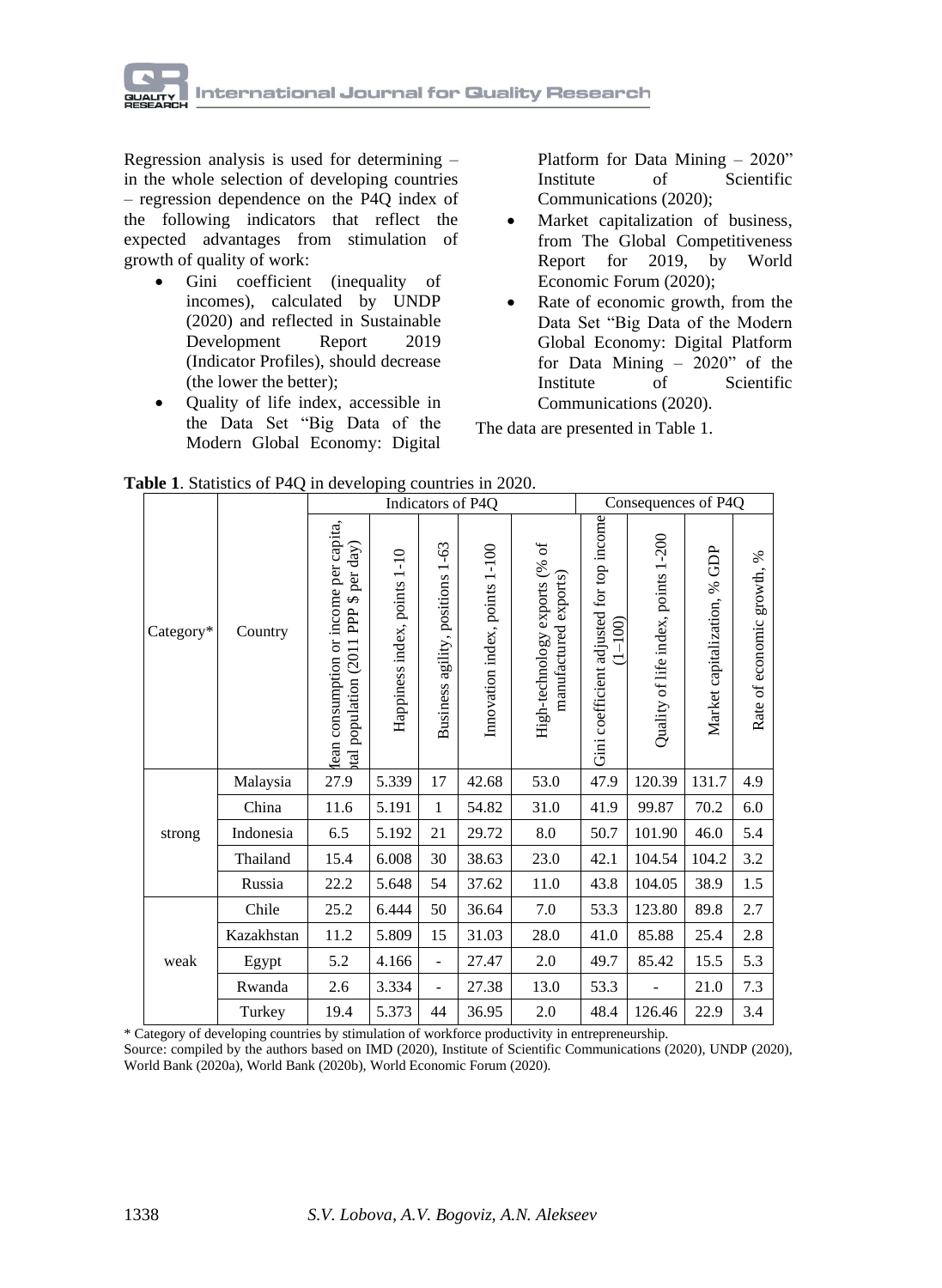Regression analysis is used for determining – in the whole selection of developing countries – regression dependence on the P4Q index of the following indicators that reflect the expected advantages from stimulation of growth of quality of work:

- Gini coefficient (inequality of incomes), calculated by UNDP (2020) and reflected in Sustainable Development Report 2019 (Indicator Profiles), should decrease (the lower the better);
- Quality of life index, accessible in the Data Set "Big Data of the Modern Global Economy: Digital Platform for Data Mining – 2020" Institute of Scientific Communications (2020);
- Market capitalization of business, from The Global Competitiveness Report for 2019, by World Economic Forum (2020);
- Rate of economic growth, from the Data Set "Big Data of the Modern Global Economy: Digital Platform for Data Mining – 2020" of the Institute of Scientific Communications (2020).

The data are presented in Table 1.

**Table 1**. Statistics of P4Q in developing countries in 2020.

| Category* | Country | Indicators of P4Q | | | | | Consequences of P4Q | | | |
|---|---|---|---|---|---|---|---|---|---|---|
| | | Mean consumption or income per capita, total population (2011 PPP $ per day) | Happiness index, points 1-10 | Business agility, positions 1-63 | Innovation index, points 1-100 | High-technology exports (% of manufactured exports) | Gini coefficient adjusted for top income (1–100) | Quality of life index, points 1-200 | Market capitalization, % GDP | Rate of economic growth, % |
| strong | Malaysia | 27.9 | 5.339 | 17 | 42.68 | 53.0 | 47.9 | 120.39 | 131.7 | 4.9 |
| | China | 11.6 | 5.191 | 1 | 54.82 | 31.0 | 41.9 | 99.87 | 70.2 | 6.0 |
| | Indonesia | 6.5 | 5.192 | 21 | 29.72 | 8.0 | 50.7 | 101.90 | 46.0 | 5.4 |
| | Thailand | 15.4 | 6.008 | 30 | 38.63 | 23.0 | 42.1 | 104.54 | 104.2 | 3.2 |
| | Russia | 22.2 | 5.648 | 54 | 37.62 | 11.0 | 43.8 | 104.05 | 38.9 | 1.5 |
| weak | Chile | 25.2 | 6.444 | 50 | 36.64 | 7.0 | 53.3 | 123.80 | 89.8 | 2.7 |
| | Kazakhstan | 11.2 | 5.809 | 15 | 31.03 | 28.0 | 41.0 | 85.88 | 25.4 | 2.8 |
| | Egypt | 5.2 | 4.166 | - | 27.47 | 2.0 | 49.7 | 85.42 | 15.5 | 5.3 |
| | Rwanda | 2.6 | 3.334 | - | 27.38 | 13.0 | 53.3 | - | 21.0 | 7.3 |
| | Turkey | 19.4 | 5.373 | 44 | 36.95 | 2.0 | 48.4 | 126.46 | 22.9 | 3.4 |

\* Category of developing countries by stimulation of workforce productivity in entrepreneurship.

Source: compiled by the authors based on IMD (2020), Institute of Scientific Communications (2020), UNDP (2020), World Bank (2020a), World Bank (2020b), World Economic Forum (2020).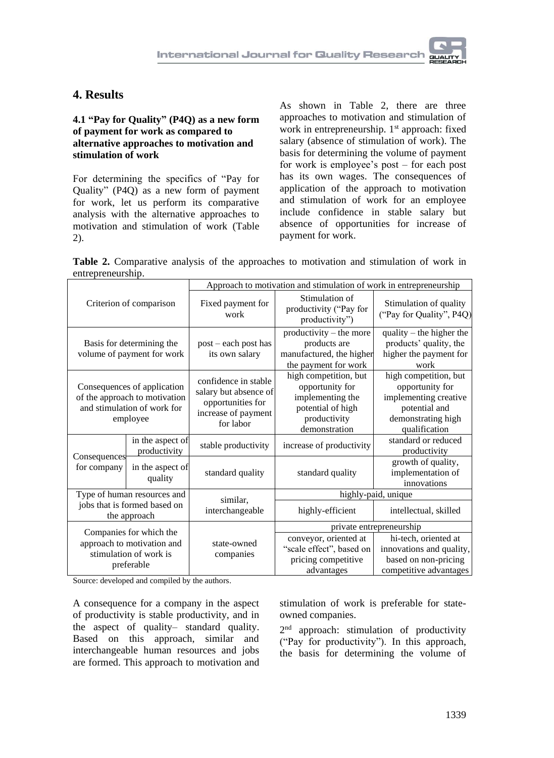## 4. Results

### 4.1 "Pay for Quality" (P4Q) as a new form of payment for work as compared to alternative approaches to motivation and stimulation of work

For determining the specifics of "Pay for Quality" (P4Q) as a new form of payment for work, let us perform its comparative analysis with the alternative approaches to motivation and stimulation of work (Table 2).

As shown in Table 2, there are three approaches to motivation and stimulation of work in entrepreneurship. 1st approach: fixed salary (absence of stimulation of work). The basis for determining the volume of payment for work is employee's post – for each post has its own wages. The consequences of application of the approach to motivation and stimulation of work for an employee include confidence in stable salary but absence of opportunities for increase of payment for work.

**Table 2.** Comparative analysis of the approaches to motivation and stimulation of work in entrepreneurship.

| Criterion of comparison | | Approach to motivation and stimulation of work in entrepreneurship | | |
|---|---|---|---|---|
| | | Fixed payment for work | Stimulation of productivity ("Pay for productivity") | Stimulation of quality ("Pay for Quality", P4Q) |
| Basis for determining the volume of payment for work | | post – each post has its own salary | productivity – the more products are manufactured, the higher the payment for work | quality – the higher the products' quality, the higher the payment for work |
| Consequences of application of the approach to motivation and stimulation of work for employee | | confidence in stable salary but absence of opportunities for increase of payment for labor | high competition, but opportunity for implementing the potential of high productivity demonstration | high competition, but opportunity for implementing creative potential and demonstrating high qualification |
| Consequences for company | in the aspect of productivity | stable productivity | increase of productivity | standard or reduced productivity |
| | in the aspect of quality | standard quality | standard quality | growth of quality, implementation of innovations |
| Type of human resources and jobs that is formed based on the approach | | similar, interchangeable | highly-paid, unique | |
| | | | highly-efficient | intellectual, skilled |
| Companies for which the approach to motivation and stimulation of work is preferable | | state-owned companies | private entrepreneurship | |
| | | | conveyor, oriented at "scale effect", based on pricing competitive advantages | hi-tech, oriented at innovations and quality, based on non-pricing competitive advantages |

Source: developed and compiled by the authors.

A consequence for a company in the aspect of productivity is stable productivity, and in the aspect of quality– standard quality. Based on this approach, similar and interchangeable human resources and jobs are formed. This approach to motivation and stimulation of work is preferable for state-owned companies.

2nd approach: stimulation of productivity ("Pay for productivity"). In this approach, the basis for determining the volume of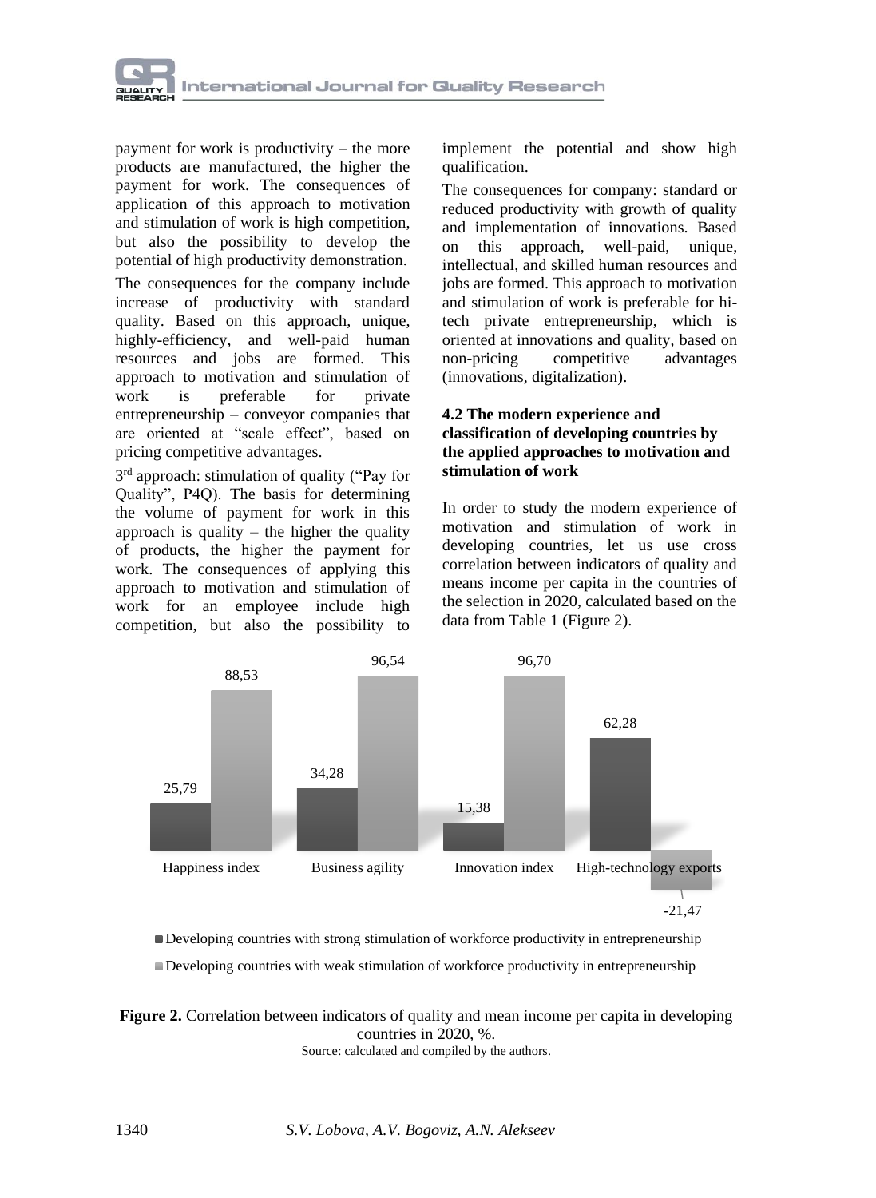payment for work is productivity – the more products are manufactured, the higher the payment for work. The consequences of application of this approach to motivation and stimulation of work is high competition, but also the possibility to develop the potential of high productivity demonstration.

The consequences for the company include increase of productivity with standard quality. Based on this approach, unique, highly-efficiency, and well-paid human resources and jobs are formed. This approach to motivation and stimulation of work is preferable for private entrepreneurship – conveyor companies that are oriented at "scale effect", based on pricing competitive advantages.

3rd approach: stimulation of quality ("Pay for Quality", P4Q). The basis for determining the volume of payment for work in this approach is quality – the higher the quality of products, the higher the payment for work. The consequences of applying this approach to motivation and stimulation of work for an employee include high competition, but also the possibility to implement the potential and show high qualification.

The consequences for company: standard or reduced productivity with growth of quality and implementation of innovations. Based on this approach, well-paid, unique, intellectual, and skilled human resources and jobs are formed. This approach to motivation and stimulation of work is preferable for hi-tech private entrepreneurship, which is oriented at innovations and quality, based on non-pricing competitive advantages (innovations, digitalization).

### 4.2 The modern experience and classification of developing countries by the applied approaches to motivation and stimulation of work

In order to study the modern experience of motivation and stimulation of work in developing countries, let us use cross correlation between indicators of quality and means income per capita in the countries of the selection in 2020, calculated based on the data from Table 1 (Figure 2).

| | Happiness index | Business agility | Innovation index | High-technology exports |
|---|---|---|---|---|
| Developing countries with strong stimulation of workforce productivity in entrepreneurship | 25,79 | 34,28 | 15,38 | 62,28 |
| Developing countries with weak stimulation of workforce productivity in entrepreneurship | 88,53 | 96,54 | 96,70 | -21,47 |

**Figure 2.** Correlation between indicators of quality and mean income per capita in developing countries in 2020, %.
Source: calculated and compiled by the authors.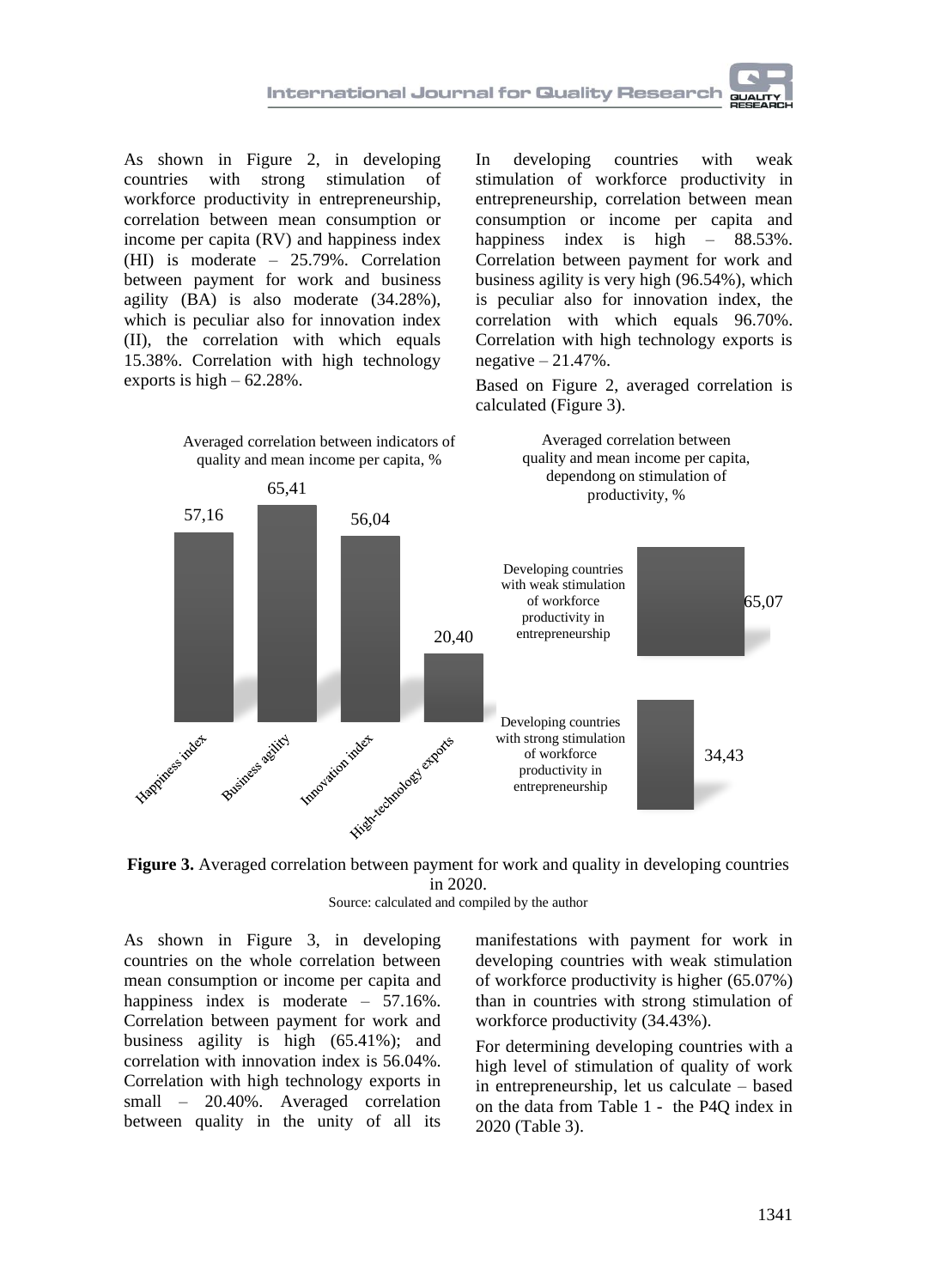As shown in Figure 2, in developing countries with strong stimulation of workforce productivity in entrepreneurship, correlation between mean consumption or income per capita (RV) and happiness index (HI) is moderate – 25.79%. Correlation between payment for work and business agility (BA) is also moderate (34.28%), which is peculiar also for innovation index (II), the correlation with which equals 15.38%. Correlation with high technology exports is high – 62.28%.

In developing countries with weak stimulation of workforce productivity in entrepreneurship, correlation between mean consumption or income per capita and happiness index is high – 88.53%. Correlation between payment for work and business agility is very high (96.54%), which is peculiar also for innovation index, the correlation with which equals 96.70%. Correlation with high technology exports is negative – 21.47%.

Based on Figure 2, averaged correlation is calculated (Figure 3).

Averaged correlation between indicators of quality and mean income per capita, %

| Indicator | Value |
|---|---|
| Happiness index | 57,16 |
| Business agility | 65,41 |
| Innovation index | 56,04 |
| High-technology exports | 20,40 |

Averaged correlation between quality and mean income per capita, dependong on stimulation of productivity, %

| Group | Value |
|---|---|
| Developing countries with weak stimulation of workforce productivity in entrepreneurship | 65,07 |
| Developing countries with strong stimulation of workforce productivity in entrepreneurship | 34,43 |

**Figure 3.** Averaged correlation between payment for work and quality in developing countries in 2020.
Source: calculated and compiled by the author

As shown in Figure 3, in developing countries on the whole correlation between mean consumption or income per capita and happiness index is moderate – 57.16%. Correlation between payment for work and business agility is high (65.41%); and correlation with innovation index is 56.04%. Correlation with high technology exports in small – 20.40%. Averaged correlation between quality in the unity of all its manifestations with payment for work in developing countries with weak stimulation of workforce productivity is higher (65.07%) than in countries with strong stimulation of workforce productivity (34.43%).

For determining developing countries with a high level of stimulation of quality of work in entrepreneurship, let us calculate – based on the data from Table 1 - the P4Q index in 2020 (Table 3).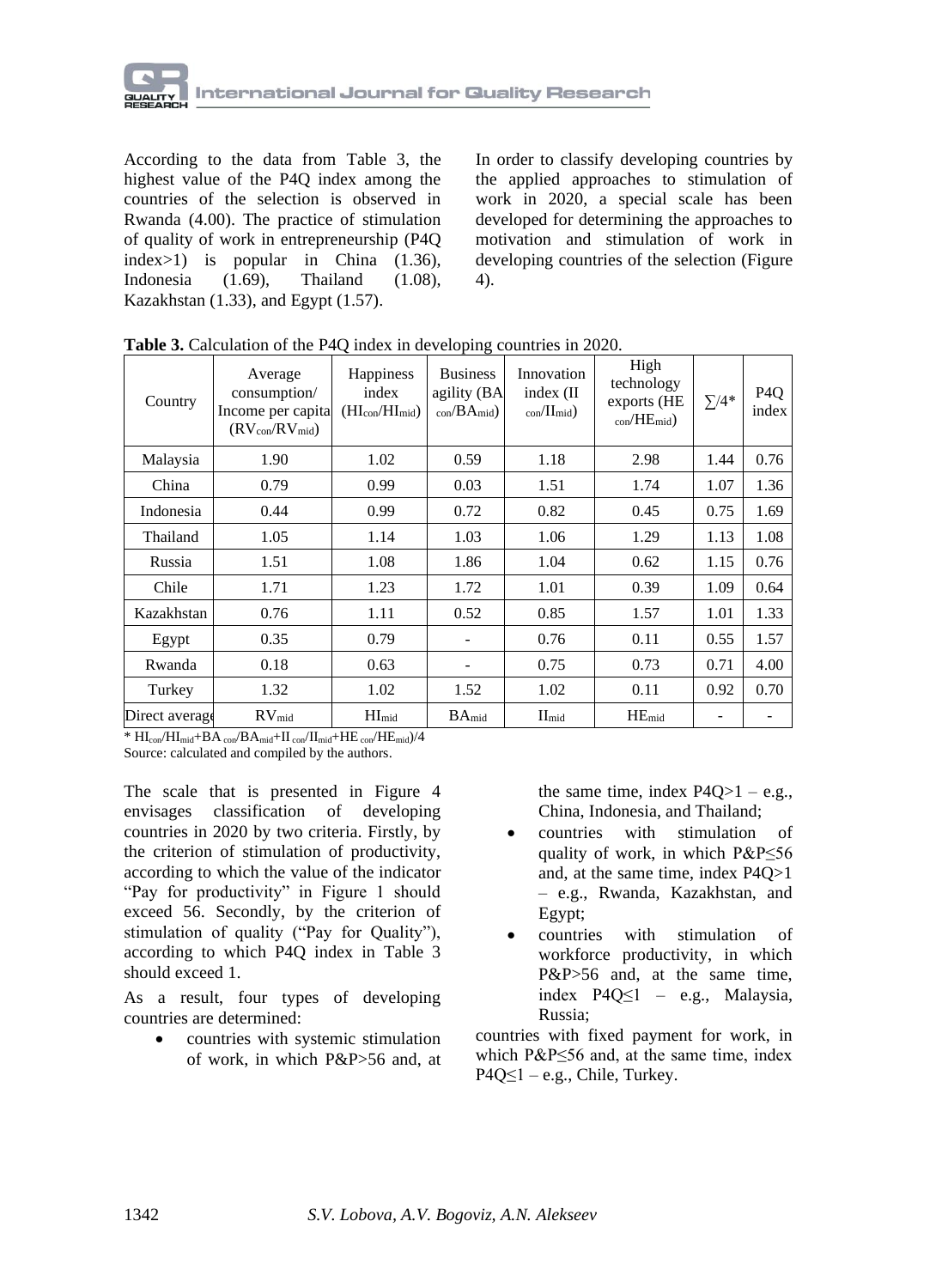According to the data from Table 3, the highest value of the P4Q index among the countries of the selection is observed in Rwanda (4.00). The practice of stimulation of quality of work in entrepreneurship (P4Q index>1) is popular in China (1.36), Indonesia (1.69), Thailand (1.08), Kazakhstan (1.33), and Egypt (1.57).

In order to classify developing countries by the applied approaches to stimulation of work in 2020, a special scale has been developed for determining the approaches to motivation and stimulation of work in developing countries of the selection (Figure 4).

**Table 3.** Calculation of the P4Q index in developing countries in 2020.

| Country | Average consumption/ Income per capita ($RV_{con}/RV_{mid}$) | Happiness index ($HI_{con}/HI_{mid}$) | Business agility ($BA_{con}/BA_{mid}$) | Innovation index ($II_{con}/II_{mid}$) | High technology exports ($HE_{con}/HE_{mid}$) | ∑/4* | P4Q index |
|---|---|---|---|---|---|---|---|
| Malaysia | 1.90 | 1.02 | 0.59 | 1.18 | 2.98 | 1.44 | 0.76 |
| China | 0.79 | 0.99 | 0.03 | 1.51 | 1.74 | 1.07 | 1.36 |
| Indonesia | 0.44 | 0.99 | 0.72 | 0.82 | 0.45 | 0.75 | 1.69 |
| Thailand | 1.05 | 1.14 | 1.03 | 1.06 | 1.29 | 1.13 | 1.08 |
| Russia | 1.51 | 1.08 | 1.86 | 1.04 | 0.62 | 1.15 | 0.76 |
| Chile | 1.71 | 1.23 | 1.72 | 1.01 | 0.39 | 1.09 | 0.64 |
| Kazakhstan | 0.76 | 1.11 | 0.52 | 0.85 | 1.57 | 1.01 | 1.33 |
| Egypt | 0.35 | 0.79 | - | 0.76 | 0.11 | 0.55 | 1.57 |
| Rwanda | 0.18 | 0.63 | - | 0.75 | 0.73 | 0.71 | 4.00 |
| Turkey | 1.32 | 1.02 | 1.52 | 1.02 | 0.11 | 0.92 | 0.70 |
| Direct average | $RV_{mid}$ | $HI_{mid}$ | $BA_{mid}$ | $II_{mid}$ | $HE_{mid}$ | - | - |

\* $HI_{con}/HI_{mid}+BA_{con}/BA_{mid}+II_{con}/II_{mid}+HE_{con}/HE_{mid})/4$

Source: calculated and compiled by the authors.

The scale that is presented in Figure 4 envisages classification of developing countries in 2020 by two criteria. Firstly, by the criterion of stimulation of productivity, according to which the value of the indicator "Pay for productivity" in Figure 1 should exceed 56. Secondly, by the criterion of stimulation of quality ("Pay for Quality"), according to which P4Q index in Table 3 should exceed 1.

As a result, four types of developing countries are determined:

- countries with systemic stimulation of work, in which P&P>56 and, at the same time, index P4Q>1 – e.g., China, Indonesia, and Thailand;
- countries with stimulation of quality of work, in which P&P≤56 and, at the same time, index P4Q>1 – e.g., Rwanda, Kazakhstan, and Egypt;
- countries with stimulation of workforce productivity, in which P&P>56 and, at the same time, index P4Q≤1 – e.g., Malaysia, Russia;

countries with fixed payment for work, in which P&P≤56 and, at the same time, index P4Q≤1 – e.g., Chile, Turkey.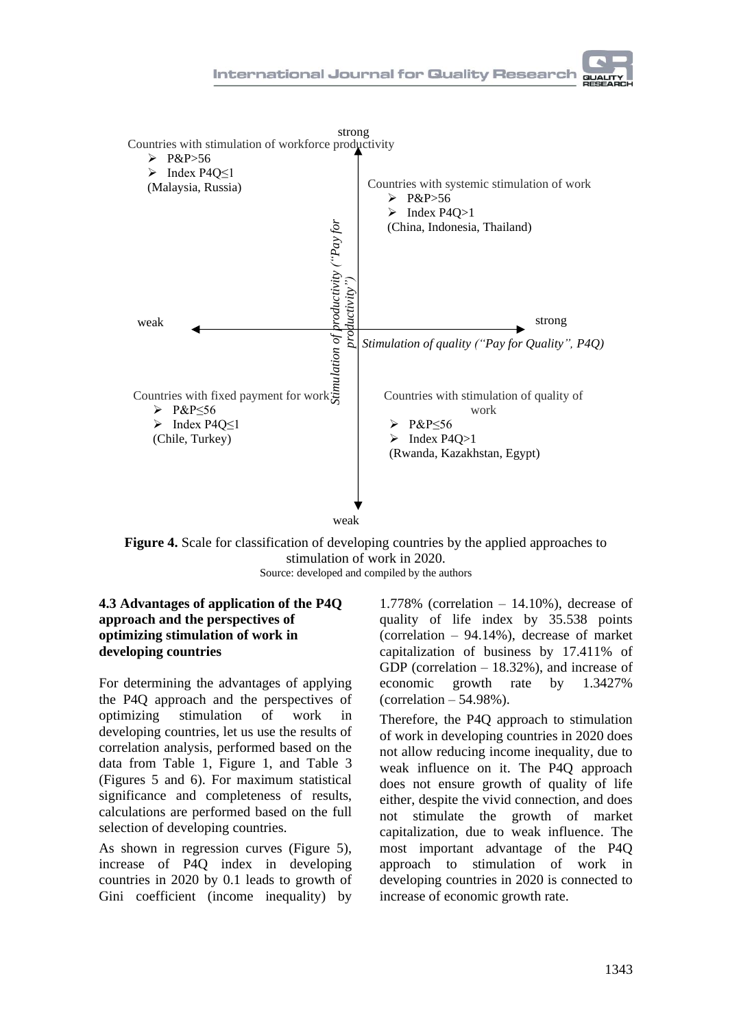strong

Countries with stimulation of workforce productivity

- P&P>56
- Index P4Q≤1

(Malaysia, Russia)

Countries with systemic stimulation of work

- P&P>56
- Index P4Q>1

(China, Indonesia, Thailand)

Stimulation of productivity ("Pay for productivity")

weak — strong

*Stimulation of quality ("Pay for Quality", P4Q)*

Countries with fixed payment for work

- P&P≤56
- Index P4Q≤1

(Chile, Turkey)

Countries with stimulation of quality of work

- P&P≤56
- Index P4Q>1

(Rwanda, Kazakhstan, Egypt)

weak

**Figure 4.** Scale for classification of developing countries by the applied approaches to stimulation of work in 2020.
Source: developed and compiled by the authors

### 4.3 Advantages of application of the P4Q approach and the perspectives of optimizing stimulation of work in developing countries

For determining the advantages of applying the P4Q approach and the perspectives of optimizing stimulation of work in developing countries, let us use the results of correlation analysis, performed based on the data from Table 1, Figure 1, and Table 3 (Figures 5 and 6). For maximum statistical significance and completeness of results, calculations are performed based on the full selection of developing countries.

As shown in regression curves (Figure 5), increase of P4Q index in developing countries in 2020 by 0.1 leads to growth of Gini coefficient (income inequality) by 1.778% (correlation – 14.10%), decrease of quality of life index by 35.538 points (correlation – 94.14%), decrease of market capitalization of business by 17.411% of GDP (correlation – 18.32%), and increase of economic growth rate by 1.3427% (correlation – 54.98%).

Therefore, the P4Q approach to stimulation of work in developing countries in 2020 does not allow reducing income inequality, due to weak influence on it. The P4Q approach does not ensure growth of quality of life either, despite the vivid connection, and does not stimulate the growth of market capitalization, due to weak influence. The most important advantage of the P4Q approach to stimulation of work in developing countries in 2020 is connected to increase of economic growth rate.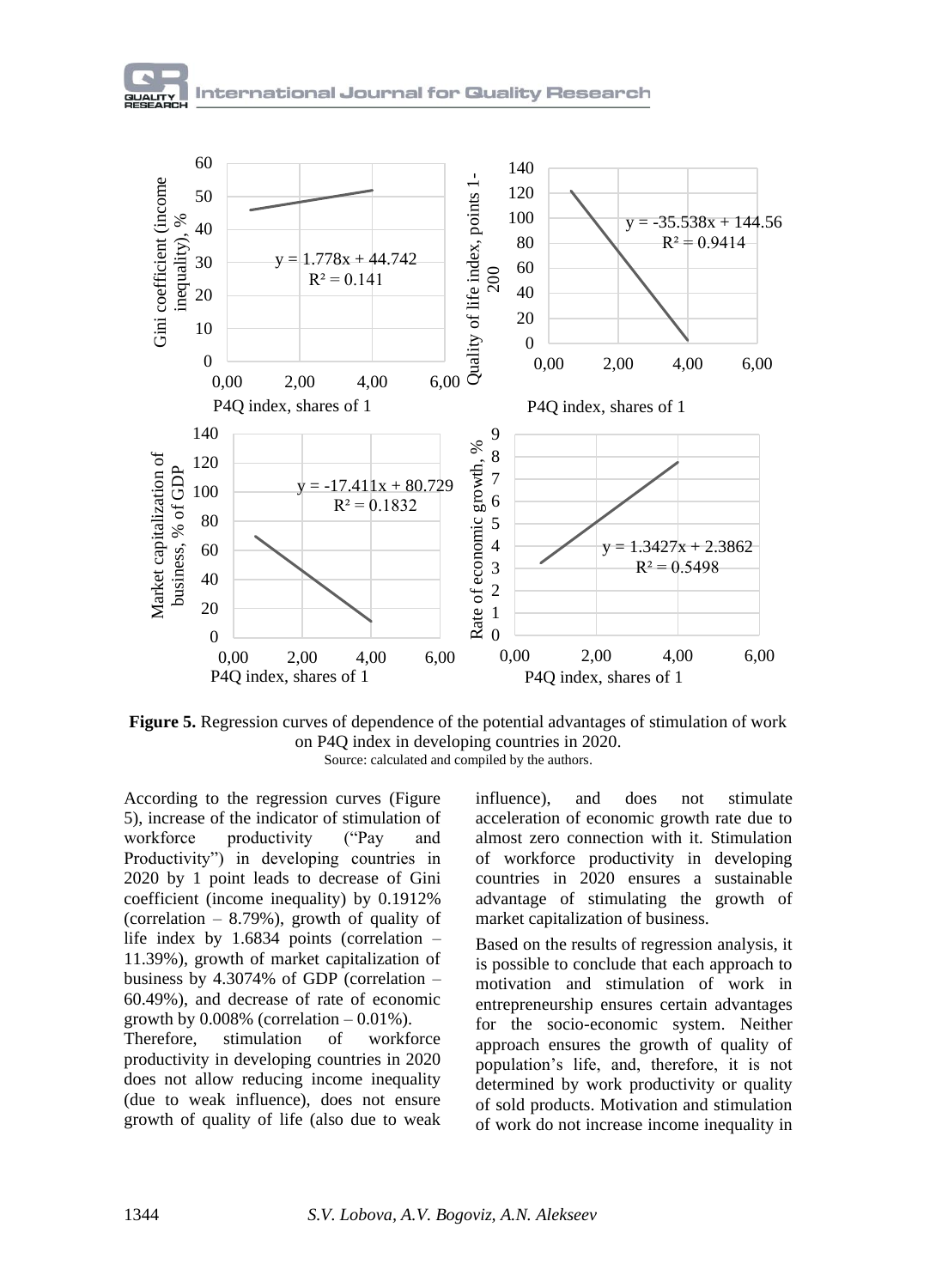**Figure 5.** Regression curves of dependence of the potential advantages of stimulation of work on P4Q index in developing countries in 2020.
Source: calculated and compiled by the authors.

According to the regression curves (Figure 5), increase of the indicator of stimulation of workforce productivity ("Pay and Productivity") in developing countries in 2020 by 1 point leads to decrease of Gini coefficient (income inequality) by 0.1912% (correlation – 8.79%), growth of quality of life index by 1.6834 points (correlation – 11.39%), growth of market capitalization of business by 4.3074% of GDP (correlation – 60.49%), and decrease of rate of economic growth by 0.008% (correlation – 0.01%).
Therefore, stimulation of workforce productivity in developing countries in 2020 does not allow reducing income inequality (due to weak influence), does not ensure growth of quality of life (also due to weak influence), and does not stimulate acceleration of economic growth rate due to almost zero connection with it. Stimulation of workforce productivity in developing countries in 2020 ensures a sustainable advantage of stimulating the growth of market capitalization of business.

Based on the results of regression analysis, it is possible to conclude that each approach to motivation and stimulation of work in entrepreneurship ensures certain advantages for the socio-economic system. Neither approach ensures the growth of quality of population's life, and, therefore, it is not determined by work productivity or quality of sold products. Motivation and stimulation of work do not increase income inequality in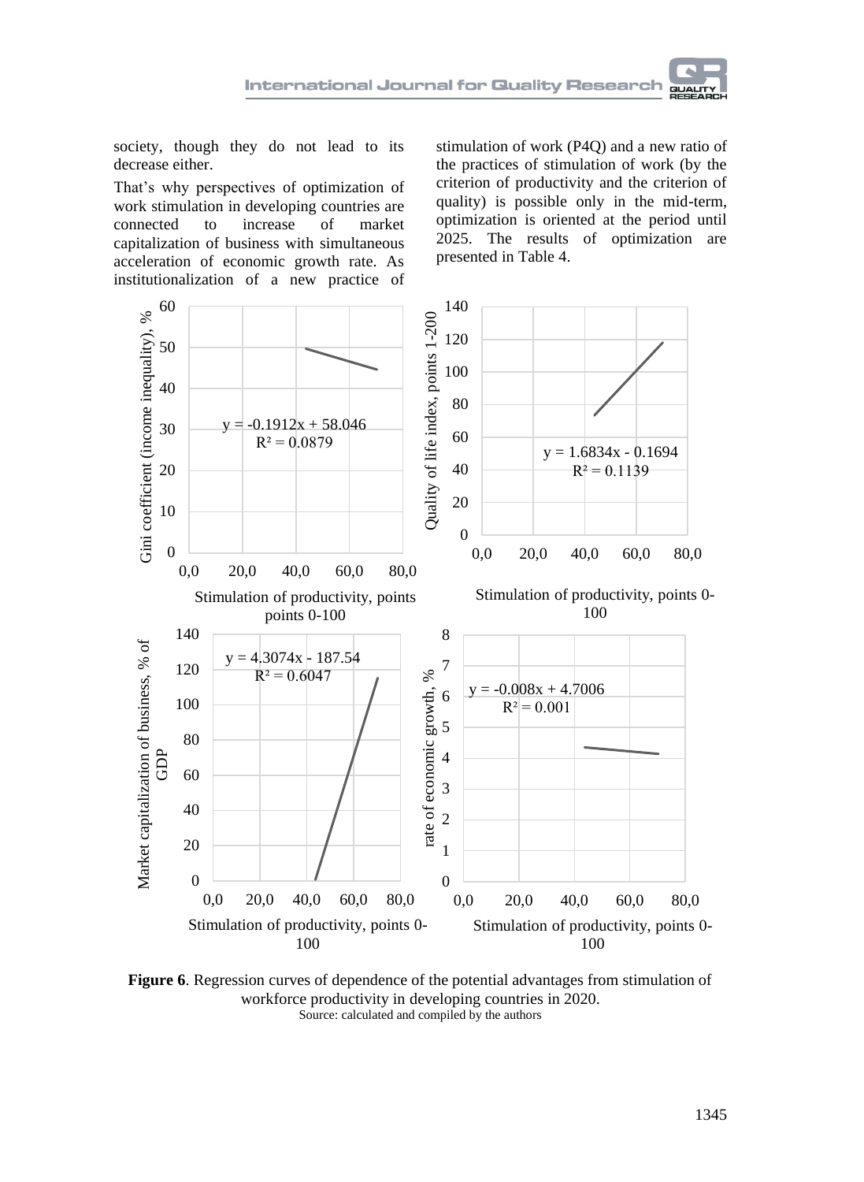society, though they do not lead to its decrease either.

That's why perspectives of optimization of work stimulation in developing countries are connected to increase of market capitalization of business with simultaneous acceleration of economic growth rate. As institutionalization of a new practice of stimulation of work (P4Q) and a new ratio of the practices of stimulation of work (by the criterion of productivity and the criterion of quality) is possible only in the mid-term, optimization is oriented at the period until 2025. The results of optimization are presented in Table 4.

**Figure 6**. Regression curves of dependence of the potential advantages from stimulation of workforce productivity in developing countries in 2020.
Source: calculated and compiled by the authors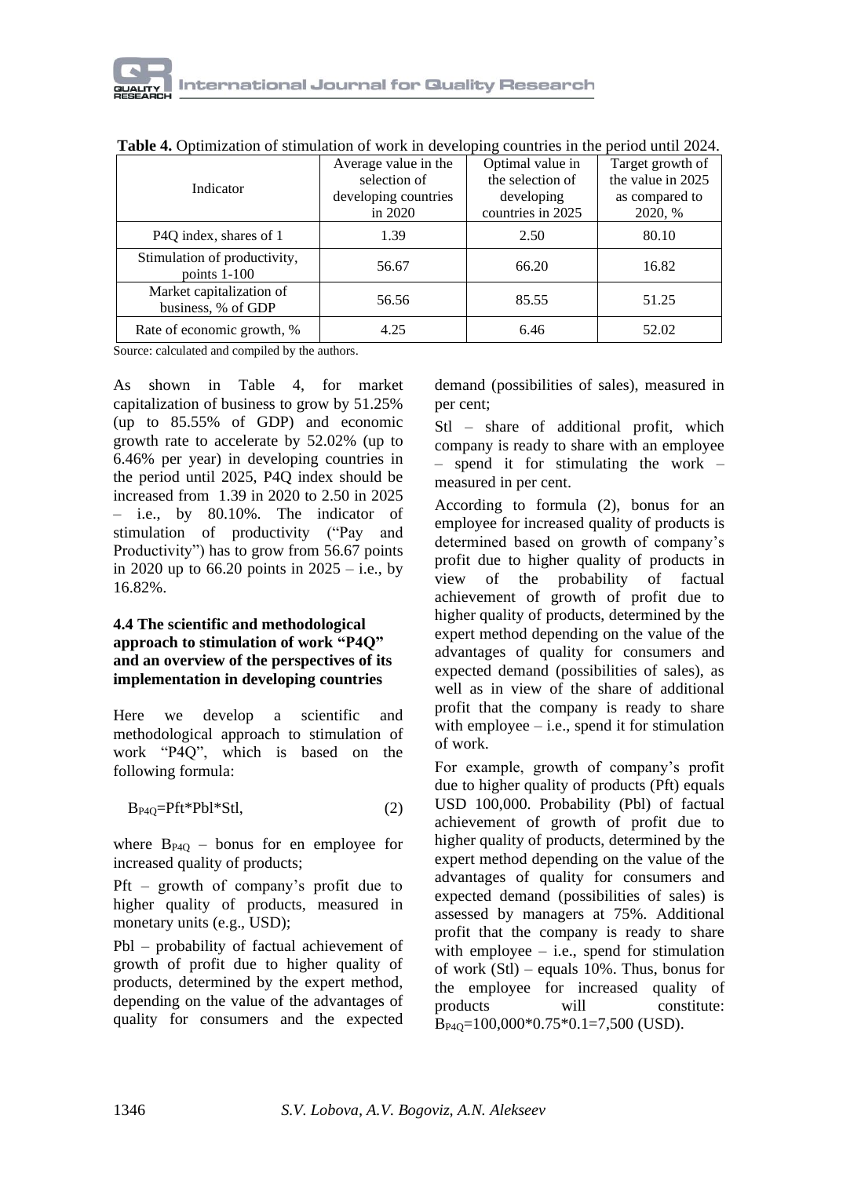**Table 4.** Optimization of stimulation of work in developing countries in the period until 2024.

| Indicator | Average value in the selection of developing countries in 2020 | Optimal value in the selection of developing countries in 2025 | Target growth of the value in 2025 as compared to 2020, % |
|---|---|---|---|
| P4Q index, shares of 1 | 1.39 | 2.50 | 80.10 |
| Stimulation of productivity, points 1-100 | 56.67 | 66.20 | 16.82 |
| Market capitalization of business, % of GDP | 56.56 | 85.55 | 51.25 |
| Rate of economic growth, % | 4.25 | 6.46 | 52.02 |

Source: calculated and compiled by the authors.

As shown in Table 4, for market capitalization of business to grow by 51.25% (up to 85.55% of GDP) and economic growth rate to accelerate by 52.02% (up to 6.46% per year) in developing countries in the period until 2025, P4Q index should be increased from 1.39 in 2020 to 2.50 in 2025 – i.e., by 80.10%. The indicator of stimulation of productivity ("Pay and Productivity") has to grow from 56.67 points in 2020 up to 66.20 points in 2025 – i.e., by 16.82%.

### 4.4 The scientific and methodological approach to stimulation of work "P4Q" and an overview of the perspectives of its implementation in developing countries

Here we develop a scientific and methodological approach to stimulation of work "P4Q", which is based on the following formula:

$$B_{P4Q}=Pft*Pbl*Stl, \tag{2}$$

where $B_{P4Q}$ – bonus for en employee for increased quality of products;

Pft – growth of company's profit due to higher quality of products, measured in monetary units (e.g., USD);

Pbl – probability of factual achievement of growth of profit due to higher quality of products, determined by the expert method, depending on the value of the advantages of quality for consumers and the expected demand (possibilities of sales), measured in per cent;

Stl – share of additional profit, which company is ready to share with an employee – spend it for stimulating the work – measured in per cent.

According to formula (2), bonus for an employee for increased quality of products is determined based on growth of company's profit due to higher quality of products in view of the probability of factual achievement of growth of profit due to higher quality of products, determined by the expert method depending on the value of the advantages of quality for consumers and expected demand (possibilities of sales), as well as in view of the share of additional profit that the company is ready to share with employee – i.e., spend it for stimulation of work.

For example, growth of company's profit due to higher quality of products (Pft) equals USD 100,000. Probability (Pbl) of factual achievement of growth of profit due to higher quality of products, determined by the expert method depending on the value of the advantages of quality for consumers and expected demand (possibilities of sales) is assessed by managers at 75%. Additional profit that the company is ready to share with employee – i.e., spend for stimulation of work (Stl) – equals 10%. Thus, bonus for the employee for increased quality of products will constitute: $B_{P4Q}$=100,000*0.75*0.1=7,500 (USD).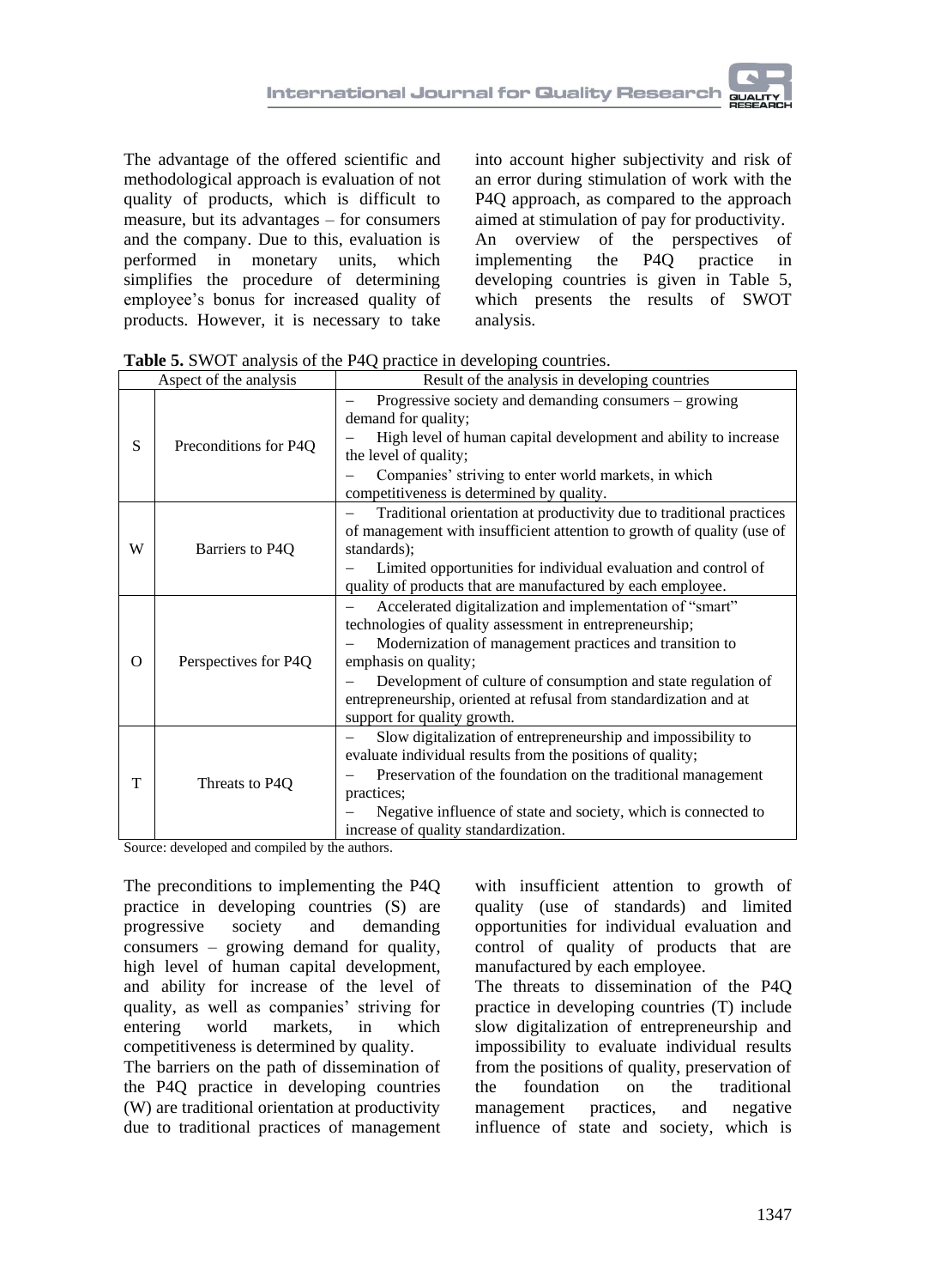The advantage of the offered scientific and methodological approach is evaluation of not quality of products, which is difficult to measure, but its advantages – for consumers and the company. Due to this, evaluation is performed in monetary units, which simplifies the procedure of determining employee's bonus for increased quality of products. However, it is necessary to take into account higher subjectivity and risk of an error during stimulation of work with the P4Q approach, as compared to the approach aimed at stimulation of pay for productivity.

An overview of the perspectives of implementing the P4Q practice in developing countries is given in Table 5, which presents the results of SWOT analysis.

**Table 5.** SWOT analysis of the P4Q practice in developing countries.

| Aspect of the analysis | | Result of the analysis in developing countries |
|---|---|---|
| S | Preconditions for P4Q | – Progressive society and demanding consumers – growing demand for quality;<br>– High level of human capital development and ability to increase the level of quality;<br>– Companies' striving to enter world markets, in which competitiveness is determined by quality. |
| W | Barriers to P4Q | – Traditional orientation at productivity due to traditional practices of management with insufficient attention to growth of quality (use of standards);<br>– Limited opportunities for individual evaluation and control of quality of products that are manufactured by each employee. |
| O | Perspectives for P4Q | – Accelerated digitalization and implementation of "smart" technologies of quality assessment in entrepreneurship;<br>– Modernization of management practices and transition to emphasis on quality;<br>– Development of culture of consumption and state regulation of entrepreneurship, oriented at refusal from standardization and at support for quality growth. |
| T | Threats to P4Q | – Slow digitalization of entrepreneurship and impossibility to evaluate individual results from the positions of quality;<br>– Preservation of the foundation on the traditional management practices;<br>– Negative influence of state and society, which is connected to increase of quality standardization. |

Source: developed and compiled by the authors.

The preconditions to implementing the P4Q practice in developing countries (S) are progressive society and demanding consumers – growing demand for quality, high level of human capital development, and ability for increase of the level of quality, as well as companies' striving for entering world markets, in which competitiveness is determined by quality.

The barriers on the path of dissemination of the P4Q practice in developing countries (W) are traditional orientation at productivity due to traditional practices of management with insufficient attention to growth of quality (use of standards) and limited opportunities for individual evaluation and control of quality of products that are manufactured by each employee.

The threats to dissemination of the P4Q practice in developing countries (T) include slow digitalization of entrepreneurship and impossibility to evaluate individual results from the positions of quality, preservation of the foundation on the traditional management practices, and negative influence of state and society, which is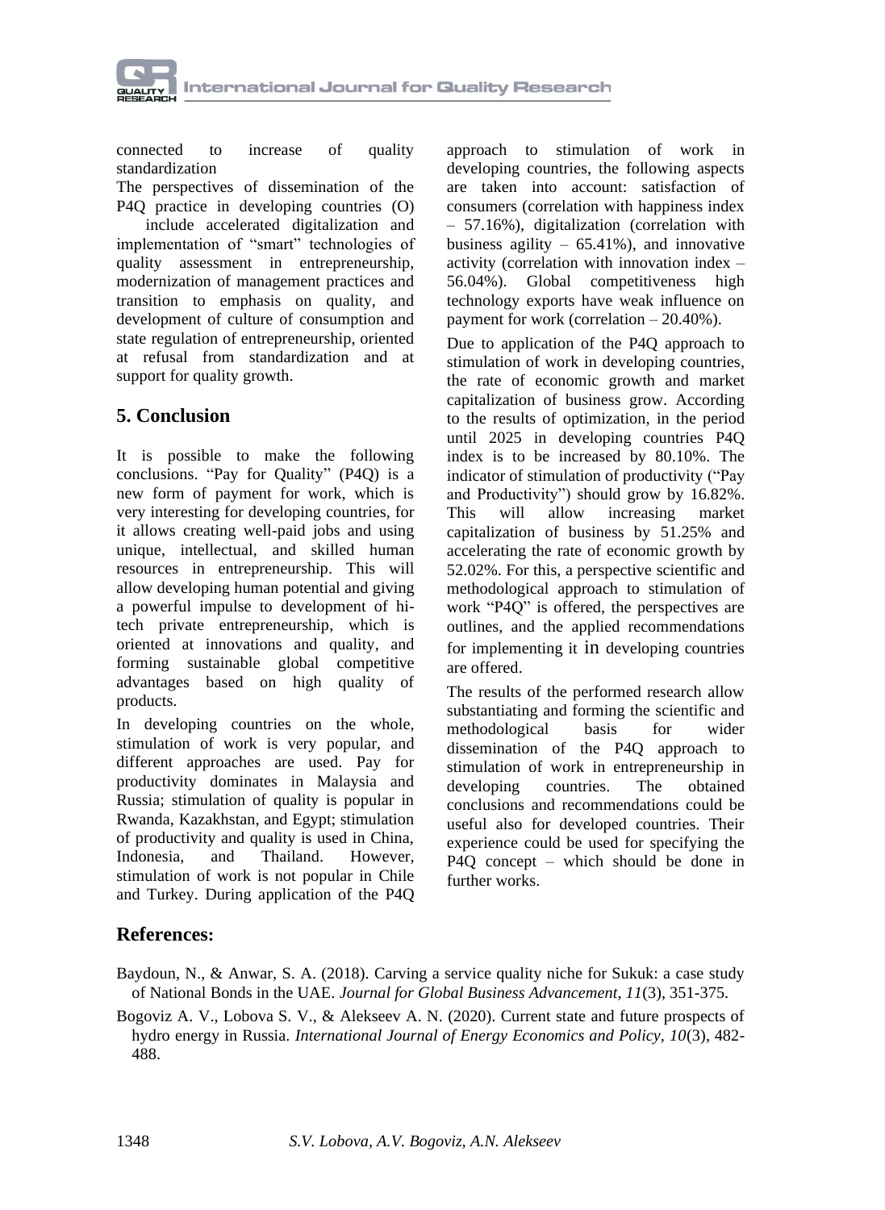connected to increase of quality standardization

The perspectives of dissemination of the P4Q practice in developing countries (O) include accelerated digitalization and implementation of "smart" technologies of quality assessment in entrepreneurship, modernization of management practices and transition to emphasis on quality, and development of culture of consumption and state regulation of entrepreneurship, oriented at refusal from standardization and at support for quality growth.

## 5. Conclusion

It is possible to make the following conclusions. "Pay for Quality" (P4Q) is a new form of payment for work, which is very interesting for developing countries, for it allows creating well-paid jobs and using unique, intellectual, and skilled human resources in entrepreneurship. This will allow developing human potential and giving a powerful impulse to development of hi-tech private entrepreneurship, which is oriented at innovations and quality, and forming sustainable global competitive advantages based on high quality of products.

In developing countries on the whole, stimulation of work is very popular, and different approaches are used. Pay for productivity dominates in Malaysia and Russia; stimulation of quality is popular in Rwanda, Kazakhstan, and Egypt; stimulation of productivity and quality is used in China, Indonesia, and Thailand. However, stimulation of work is not popular in Chile and Turkey. During application of the P4Q approach to stimulation of work in developing countries, the following aspects are taken into account: satisfaction of consumers (correlation with happiness index – 57.16%), digitalization (correlation with business agility – 65.41%), and innovative activity (correlation with innovation index – 56.04%). Global competitiveness high technology exports have weak influence on payment for work (correlation – 20.40%).

Due to application of the P4Q approach to stimulation of work in developing countries, the rate of economic growth and market capitalization of business grow. According to the results of optimization, in the period until 2025 in developing countries P4Q index is to be increased by 80.10%. The indicator of stimulation of productivity ("Pay and Productivity") should grow by 16.82%. This will allow increasing market capitalization of business by 51.25% and accelerating the rate of economic growth by 52.02%. For this, a perspective scientific and methodological approach to stimulation of work "P4Q" is offered, the perspectives are outlines, and the applied recommendations for implementing it in developing countries are offered.

The results of the performed research allow substantiating and forming the scientific and methodological basis for wider dissemination of the P4Q approach to stimulation of work in entrepreneurship in developing countries. The obtained conclusions and recommendations could be useful also for developed countries. Their experience could be used for specifying the P4Q concept – which should be done in further works.

## References:

Baydoun, N., & Anwar, S. A. (2018). Carving a service quality niche for Sukuk: a case study of National Bonds in the UAE. *Journal for Global Business Advancement, 11*(3), 351-375.

Bogoviz A. V., Lobova S. V., & Alekseev A. N. (2020). Current state and future prospects of hydro energy in Russia. *International Journal of Energy Economics and Policy, 10*(3), 482-488.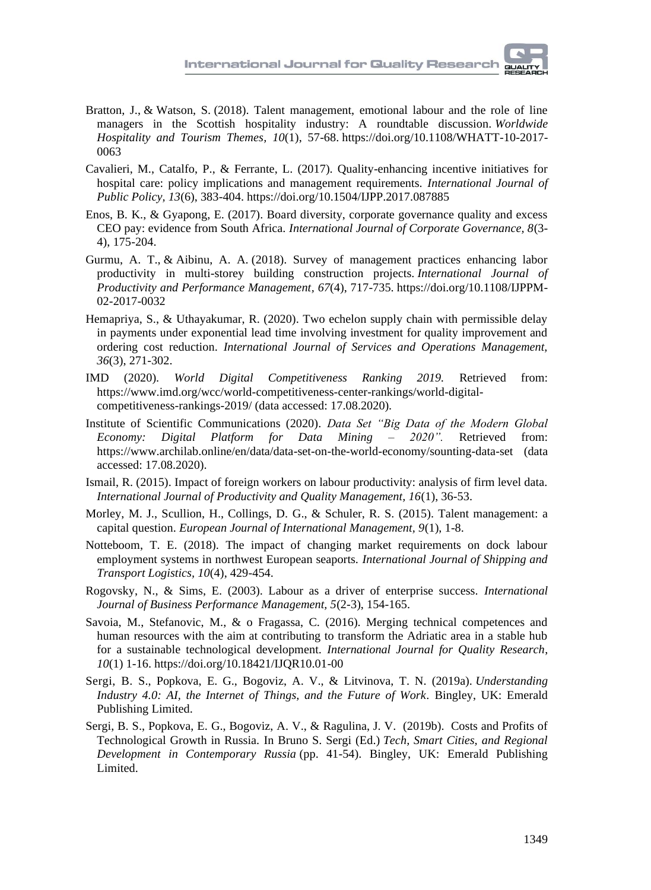Bratton, J., & Watson, S. (2018). Talent management, emotional labour and the role of line managers in the Scottish hospitality industry: A roundtable discussion. *Worldwide Hospitality and Tourism Themes*, *10*(1), 57-68. https://doi.org/10.1108/WHATT-10-2017-0063

Cavalieri, M., Catalfo, P., & Ferrante, L. (2017). Quality-enhancing incentive initiatives for hospital care: policy implications and management requirements. *International Journal of Public Policy, 13*(6), 383-404. https://doi.org/10.1504/IJPP.2017.087885

Enos, B. K., & Gyapong, E. (2017). Board diversity, corporate governance quality and excess CEO pay: evidence from South Africa. *International Journal of Corporate Governance, 8*(3-4), 175-204.

Gurmu, A. T., & Aibinu, A. A. (2018). Survey of management practices enhancing labor productivity in multi-storey building construction projects. *International Journal of Productivity and Performance Management, 67*(4), 717-735. https://doi.org/10.1108/IJPPM-02-2017-0032

Hemapriya, S., & Uthayakumar, R. (2020). Two echelon supply chain with permissible delay in payments under exponential lead time involving investment for quality improvement and ordering cost reduction. *International Journal of Services and Operations Management, 36*(3), 271-302.

IMD (2020). *World Digital Competitiveness Ranking 2019.* Retrieved from: https://www.imd.org/wcc/world-competitiveness-center-rankings/world-digital-competitiveness-rankings-2019/ (data accessed: 17.08.2020).

Institute of Scientific Communications (2020). *Data Set "Big Data of the Modern Global Economy: Digital Platform for Data Mining – 2020".* Retrieved from: https://www.archilab.online/en/data/data-set-on-the-world-economy/sounting-data-set (data accessed: 17.08.2020).

Ismail, R. (2015). Impact of foreign workers on labour productivity: analysis of firm level data. *International Journal of Productivity and Quality Management, 16*(1), 36-53.

Morley, M. J., Scullion, H., Collings, D. G., & Schuler, R. S. (2015). Talent management: a capital question. *European Journal of International Management, 9*(1), 1-8.

Notteboom, T. E. (2018). The impact of changing market requirements on dock labour employment systems in northwest European seaports. *International Journal of Shipping and Transport Logistics, 10*(4), 429-454.

Rogovsky, N., & Sims, E. (2003). Labour as a driver of enterprise success. *International Journal of Business Performance Management, 5*(2-3), 154-165.

Savoia, M., Stefanovic, M., & o Fragassa, C. (2016). Merging technical competences and human resources with the aim at contributing to transform the Adriatic area in a stable hub for a sustainable technological development. *International Journal for Quality Research*, *10*(1) 1-16. https://doi.org/10.18421/IJQR10.01-00

Sergi, B. S., Popkova, E. G., Bogoviz, A. V., & Litvinova, T. N. (2019a). *Understanding Industry 4.0: AI, the Internet of Things, and the Future of Work*. Bingley, UK: Emerald Publishing Limited.

Sergi, B. S., Popkova, E. G., Bogoviz, A. V., & Ragulina, J. V. (2019b). Costs and Profits of Technological Growth in Russia. In Bruno S. Sergi (Ed.) *Tech, Smart Cities, and Regional Development in Contemporary Russia* (pp. 41-54). Bingley, UK: Emerald Publishing Limited.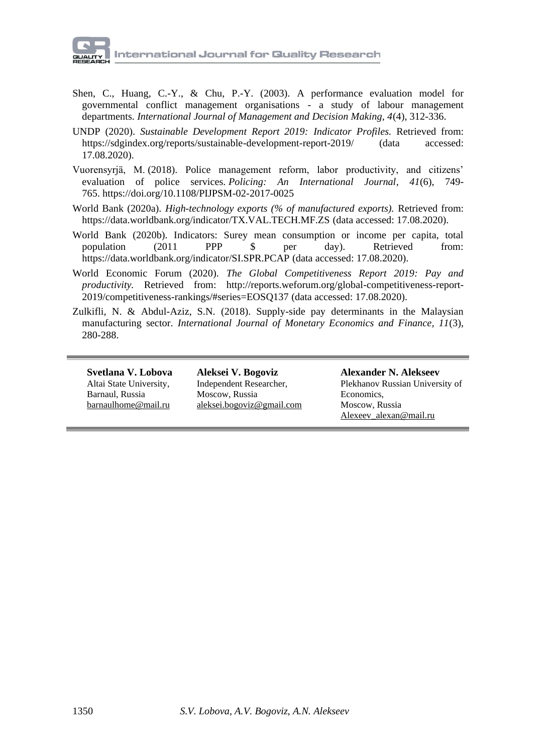Shen, C., Huang, C.-Y., & Chu, P.-Y. (2003). A performance evaluation model for governmental conflict management organisations - a study of labour management departments. *International Journal of Management and Decision Making, 4*(4), 312-336.

UNDP (2020). *Sustainable Development Report 2019: Indicator Profiles.* Retrieved from: https://sdgindex.org/reports/sustainable-development-report-2019/ (data accessed: 17.08.2020).

Vuorensyrjä, M. (2018). Police management reform, labor productivity, and citizens' evaluation of police services. *Policing: An International Journal, 41*(6), 749-765. https://doi.org/10.1108/PIJPSM-02-2017-0025

World Bank (2020a). *High-technology exports (% of manufactured exports).* Retrieved from: https://data.worldbank.org/indicator/TX.VAL.TECH.MF.ZS (data accessed: 17.08.2020).

World Bank (2020b). Indicators: Surey mean consumption or income per capita, total population (2011 PPP $ per day). Retrieved from: https://data.worldbank.org/indicator/SI.SPR.PCAP (data accessed: 17.08.2020).

World Economic Forum (2020). *The Global Competitiveness Report 2019: Pay and productivity.* Retrieved from: http://reports.weforum.org/global-competitiveness-report-2019/competitiveness-rankings/#series=EOSQ137 (data accessed: 17.08.2020).

Zulkifli, N. & Abdul-Aziz, S.N. (2018). Supply-side pay determinants in the Malaysian manufacturing sector. *International Journal of Monetary Economics and Finance, 11*(3), 280-288.

---

**Svetlana V. Lobova**
Altai State University,
Barnaul, Russia
barnaulhome@mail.ru

**Aleksei V. Bogoviz**
Independent Researcher,
Moscow, Russia
aleksei.bogoviz@gmail.com

**Alexander N. Alekseev**
Plekhanov Russian University of Economics,
Moscow, Russia
Alexeev_alexan@mail.ru